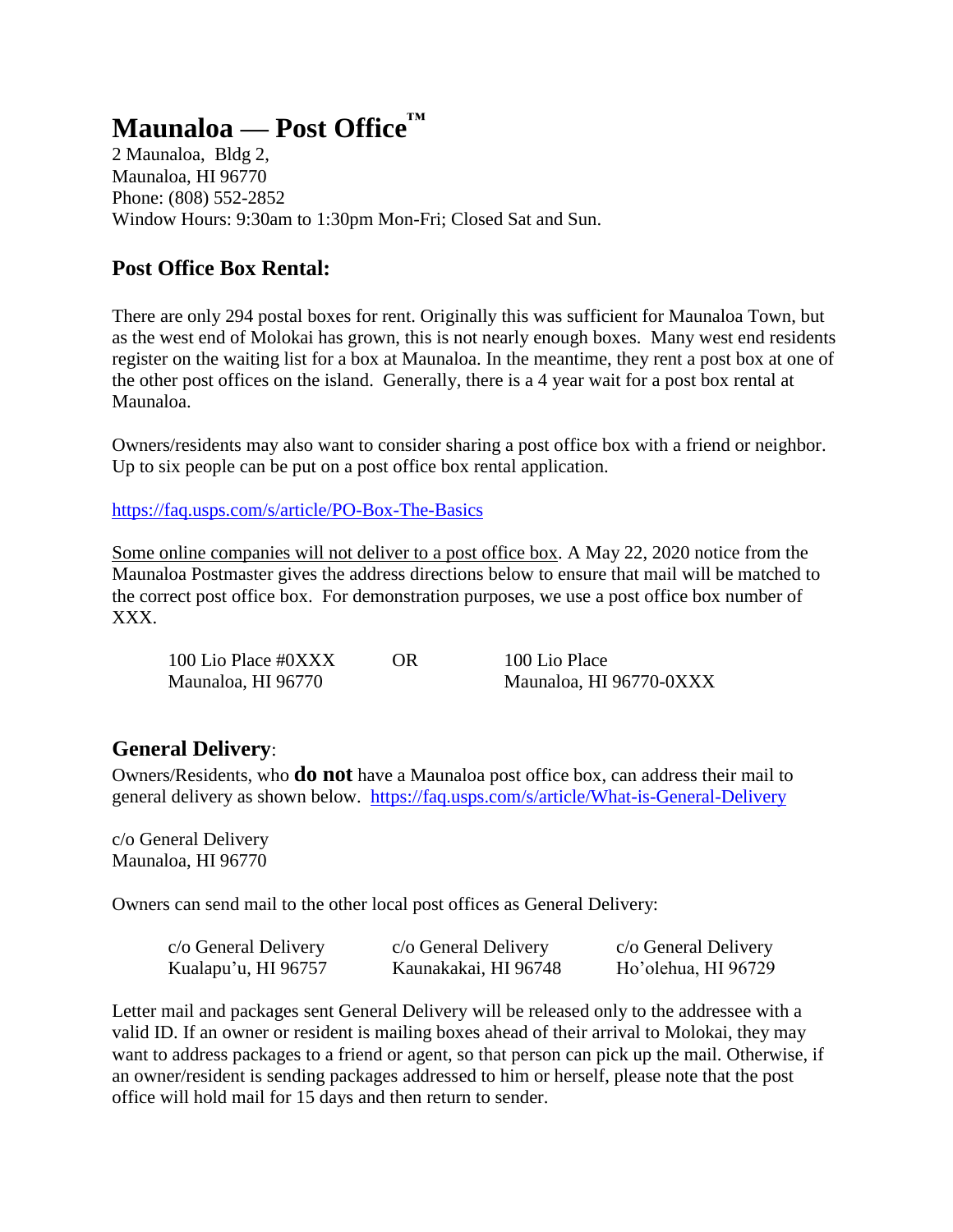# Maunaloa — Post Office™

2 Maunaloa, Bldg 2,
Maunaloa, HI 96770
Phone: (808) 552-2852
Window Hours: 9:30am to 1:30pm Mon-Fri; Closed Sat and Sun.

## Post Office Box Rental:

There are only 294 postal boxes for rent. Originally this was sufficient for Maunaloa Town, but as the west end of Molokai has grown, this is not nearly enough boxes. Many west end residents register on the waiting list for a box at Maunaloa. In the meantime, they rent a post box at one of the other post offices on the island. Generally, there is a 4 year wait for a post box rental at Maunaloa.

Owners/residents may also want to consider sharing a post office box with a friend or neighbor. Up to six people can be put on a post office box rental application.

https://faq.usps.com/s/article/PO-Box-The-Basics

Some online companies will not deliver to a post office box. A May 22, 2020 notice from the Maunaloa Postmaster gives the address directions below to ensure that mail will be matched to the correct post office box. For demonstration purposes, we use a post office box number of XXX.

| | | |
|---|---|---|
| 100 Lio Place #0XXX<br>Maunaloa, HI 96770 | OR | 100 Lio Place<br>Maunaloa, HI 96770-0XXX |

## General Delivery:

Owners/Residents, who **do not** have a Maunaloa post office box, can address their mail to general delivery as shown below. https://faq.usps.com/s/article/What-is-General-Delivery

c/o General Delivery
Maunaloa, HI 96770

Owners can send mail to the other local post offices as General Delivery:

| | | |
|---|---|---|
| c/o General Delivery<br>Kualapu'u, HI 96757 | c/o General Delivery<br>Kaunakakai, HI 96748 | c/o General Delivery<br>Ho'olehua, HI 96729 |

Letter mail and packages sent General Delivery will be released only to the addressee with a valid ID. If an owner or resident is mailing boxes ahead of their arrival to Molokai, they may want to address packages to a friend or agent, so that person can pick up the mail. Otherwise, if an owner/resident is sending packages addressed to him or herself, please note that the post office will hold mail for 15 days and then return to sender.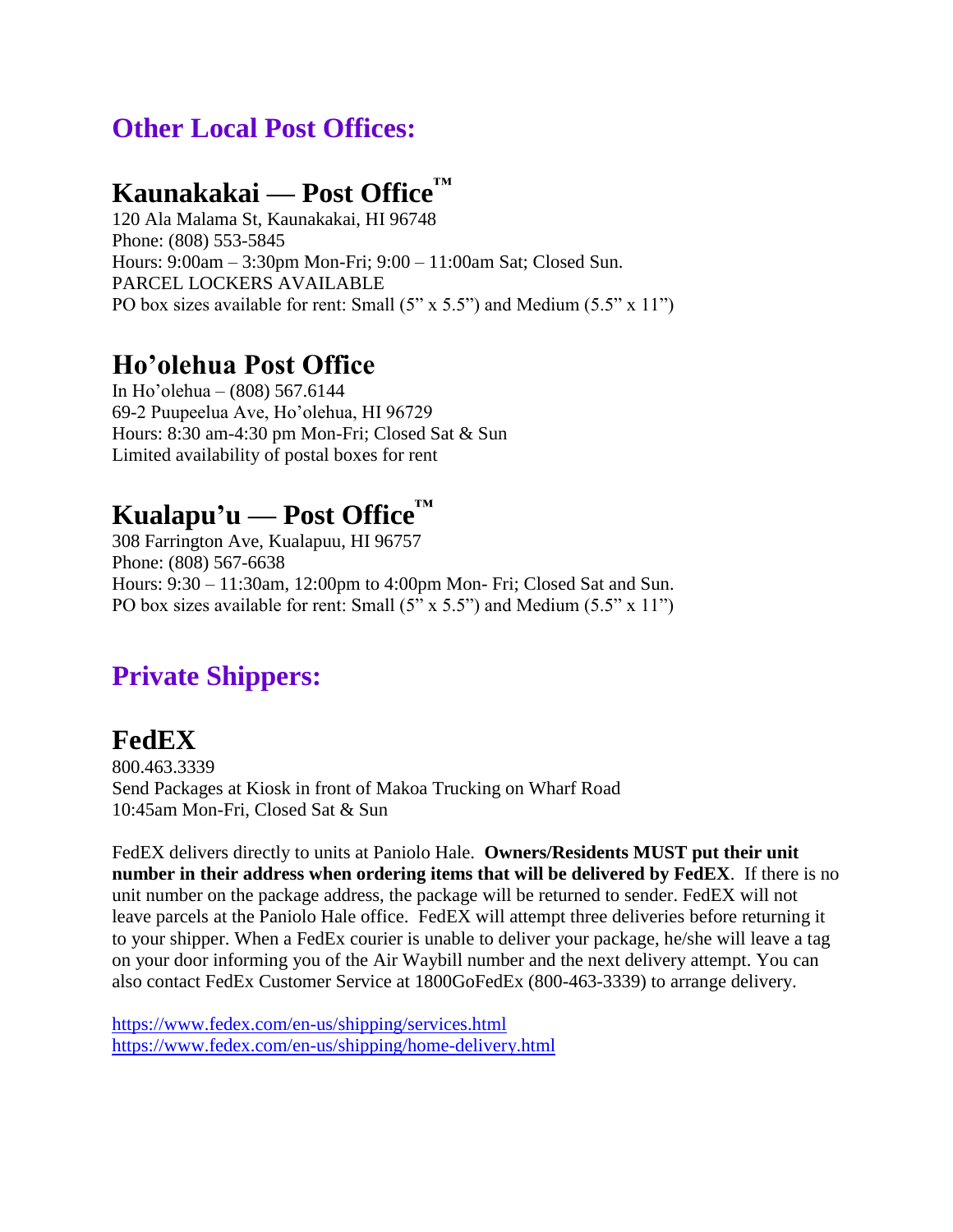## Other Local Post Offices:

### Kaunakakai — Post Office™

120 Ala Malama St, Kaunakakai, HI 96748
Phone: (808) 553-5845
Hours: 9:00am – 3:30pm Mon-Fri; 9:00 – 11:00am Sat; Closed Sun.
PARCEL LOCKERS AVAILABLE
PO box sizes available for rent: Small (5" x 5.5") and Medium (5.5" x 11")

### Ho'olehua Post Office

In Ho'olehua – (808) 567.6144
69-2 Puupeelua Ave, Ho'olehua, HI 96729
Hours: 8:30 am-4:30 pm Mon-Fri; Closed Sat & Sun
Limited availability of postal boxes for rent

### Kualapu'u — Post Office™

308 Farrington Ave, Kualapuu, HI 96757
Phone: (808) 567-6638
Hours: 9:30 – 11:30am, 12:00pm to 4:00pm Mon- Fri; Closed Sat and Sun.
PO box sizes available for rent: Small (5" x 5.5") and Medium (5.5" x 11")

## Private Shippers:

### FedEX

800.463.3339
Send Packages at Kiosk in front of Makoa Trucking on Wharf Road
10:45am Mon-Fri, Closed Sat & Sun

FedEX delivers directly to units at Paniolo Hale. **Owners/Residents MUST put their unit number in their address when ordering items that will be delivered by FedEX**. If there is no unit number on the package address, the package will be returned to sender. FedEX will not leave parcels at the Paniolo Hale office. FedEX will attempt three deliveries before returning it to your shipper. When a FedEx courier is unable to deliver your package, he/she will leave a tag on your door informing you of the Air Waybill number and the next delivery attempt. You can also contact FedEx Customer Service at 1800GoFedEx (800-463-3339) to arrange delivery.

https://www.fedex.com/en-us/shipping/services.html
https://www.fedex.com/en-us/shipping/home-delivery.html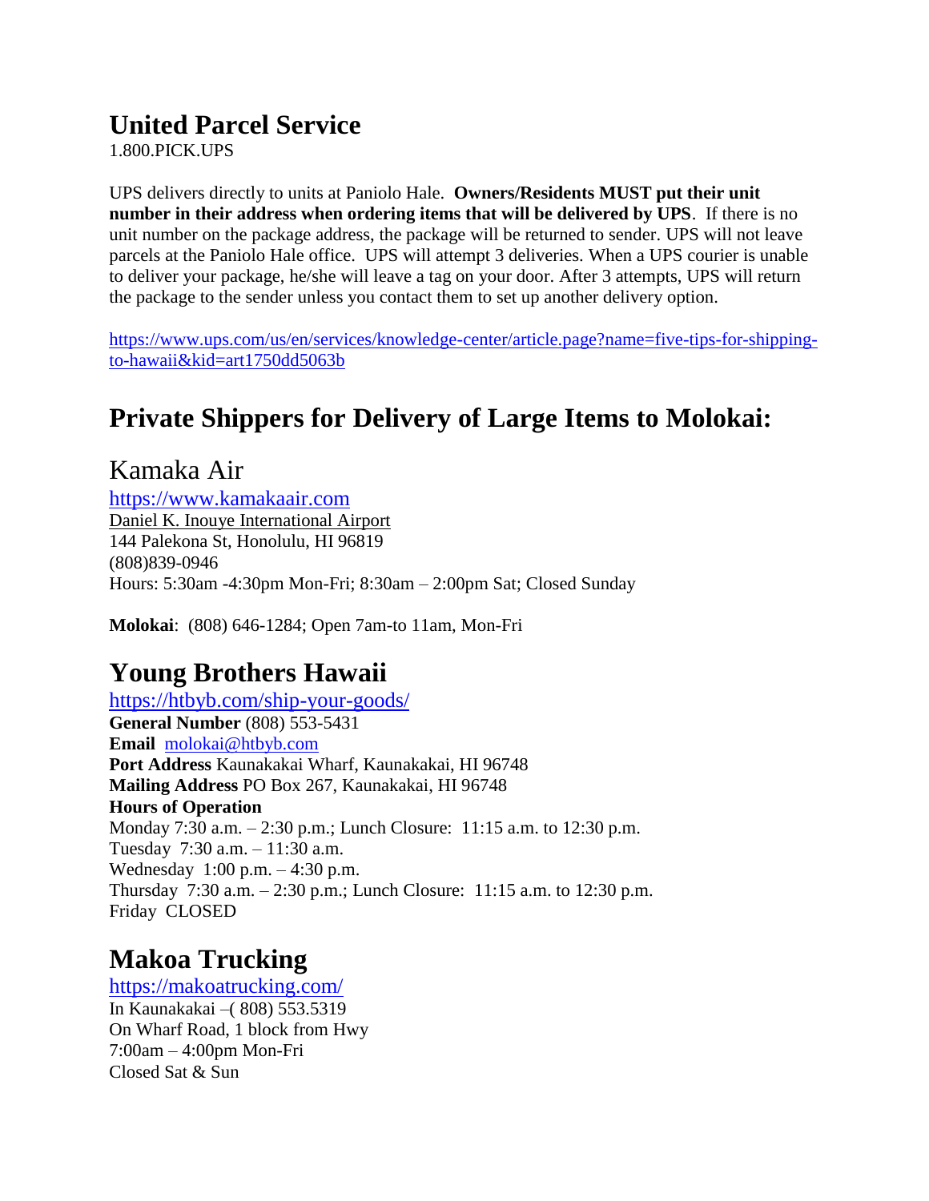# United Parcel Service

1.800.PICK.UPS

UPS delivers directly to units at Paniolo Hale. **Owners/Residents MUST put their unit number in their address when ordering items that will be delivered by UPS**. If there is no unit number on the package address, the package will be returned to sender. UPS will not leave parcels at the Paniolo Hale office. UPS will attempt 3 deliveries. When a UPS courier is unable to deliver your package, he/she will leave a tag on your door. After 3 attempts, UPS will return the package to the sender unless you contact them to set up another delivery option.

[https://www.ups.com/us/en/services/knowledge-center/article.page?name=five-tips-for-shipping-to-hawaii&kid=art1750dd5063b](https://www.ups.com/us/en/services/knowledge-center/article.page?name=five-tips-for-shipping-to-hawaii&kid=art1750dd5063b)

# Private Shippers for Delivery of Large Items to Molokai:

## Kamaka Air

[https://www.kamakaair.com](https://www.kamakaair.com)
Daniel K. Inouye International Airport
144 Palekona St, Honolulu, HI 96819
(808)839-0946
Hours: 5:30am -4:30pm Mon-Fri; 8:30am – 2:00pm Sat; Closed Sunday

**Molokai**: (808) 646-1284; Open 7am-to 11am, Mon-Fri

# Young Brothers Hawaii

[https://htbyb.com/ship-your-goods/](https://htbyb.com/ship-your-goods/)
**General Number** (808) 553-5431
**Email** [molokai@htbyb.com](mailto:molokai@htbyb.com)
**Port Address** Kaunakakai Wharf, Kaunakakai, HI 96748
**Mailing Address** PO Box 267, Kaunakakai, HI 96748
**Hours of Operation**
Monday 7:30 a.m. – 2:30 p.m.; Lunch Closure: 11:15 a.m. to 12:30 p.m.
Tuesday 7:30 a.m. – 11:30 a.m.
Wednesday 1:00 p.m. – 4:30 p.m.
Thursday 7:30 a.m. – 2:30 p.m.; Lunch Closure: 11:15 a.m. to 12:30 p.m.
Friday CLOSED

# Makoa Trucking

[https://makoatrucking.com/](https://makoatrucking.com/)
In Kaunakakai –( 808) 553.5319
On Wharf Road, 1 block from Hwy
7:00am – 4:00pm Mon-Fri
Closed Sat & Sun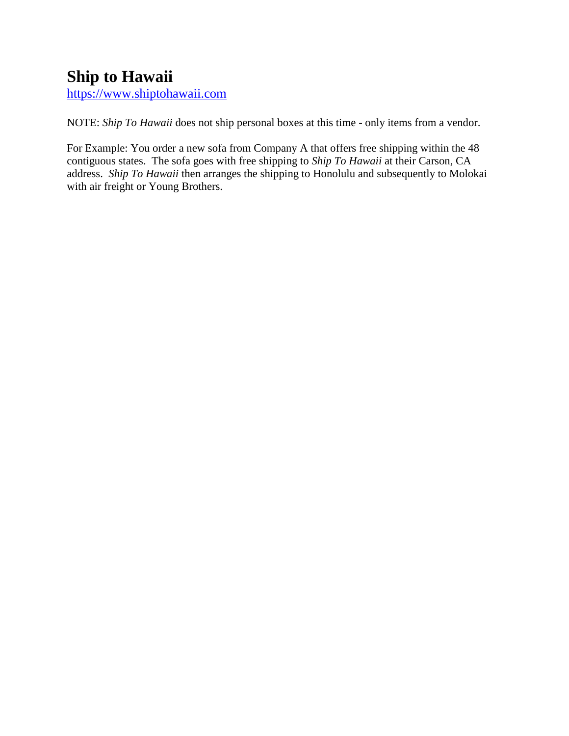# Ship to Hawaii

https://www.shiptohawaii.com

NOTE: *Ship To Hawaii* does not ship personal boxes at this time - only items from a vendor.

For Example: You order a new sofa from Company A that offers free shipping within the 48 contiguous states. The sofa goes with free shipping to *Ship To Hawaii* at their Carson, CA address. *Ship To Hawaii* then arranges the shipping to Honolulu and subsequently to Molokai with air freight or Young Brothers.